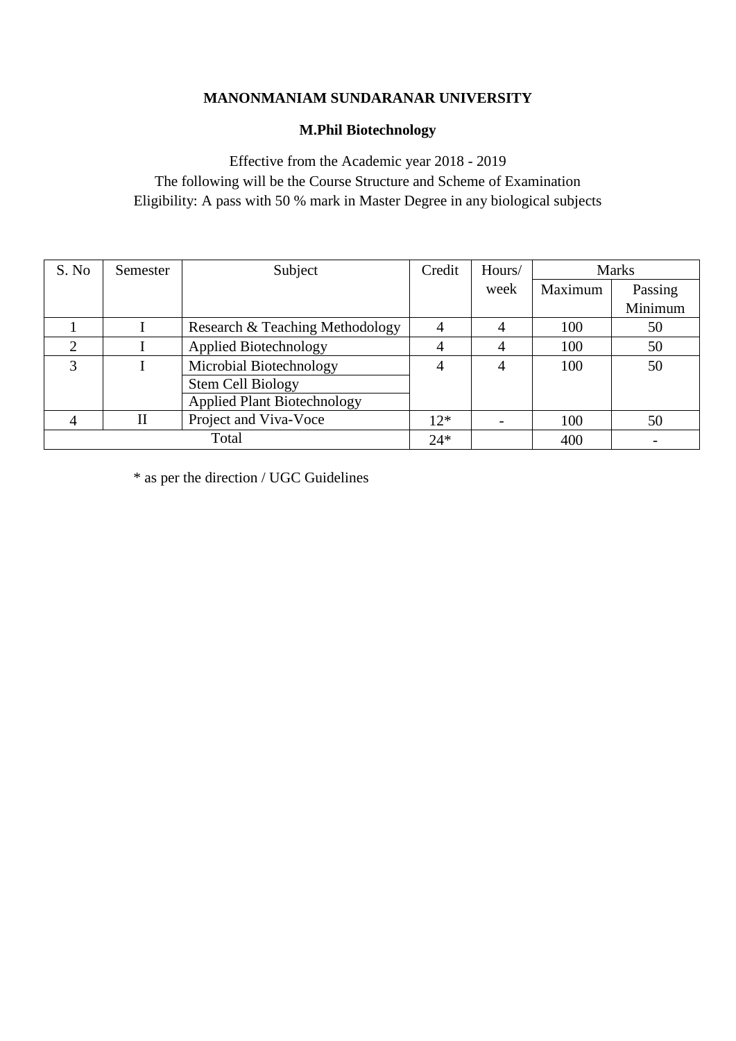# MANONMANIAM SUNDARANAR UNIVERSITY

## M.Phil Biotechnology

Effective from the Academic year 2018 - 2019

The following will be the Course Structure and Scheme of Examination

Eligibility: A pass with 50 % mark in Master Degree in any biological subjects

| S. No | Semester | Subject | Credit | Hours/ week | Marks | |
|---|---|---|---|---|---|---|
| | | | | | Maximum | Passing Minimum |
| 1 | I | Research & Teaching Methodology | 4 | 4 | 100 | 50 |
| 2 | I | Applied Biotechnology | 4 | 4 | 100 | 50 |
| 3 | I | Microbial Biotechnology<br>Stem Cell Biology<br>Applied Plant Biotechnology | 4 | 4 | 100 | 50 |
| 4 | II | Project and Viva-Voce | 12* | - | 100 | 50 |
| Total | | | 24* | | 400 | - |

* as per the direction / UGC Guidelines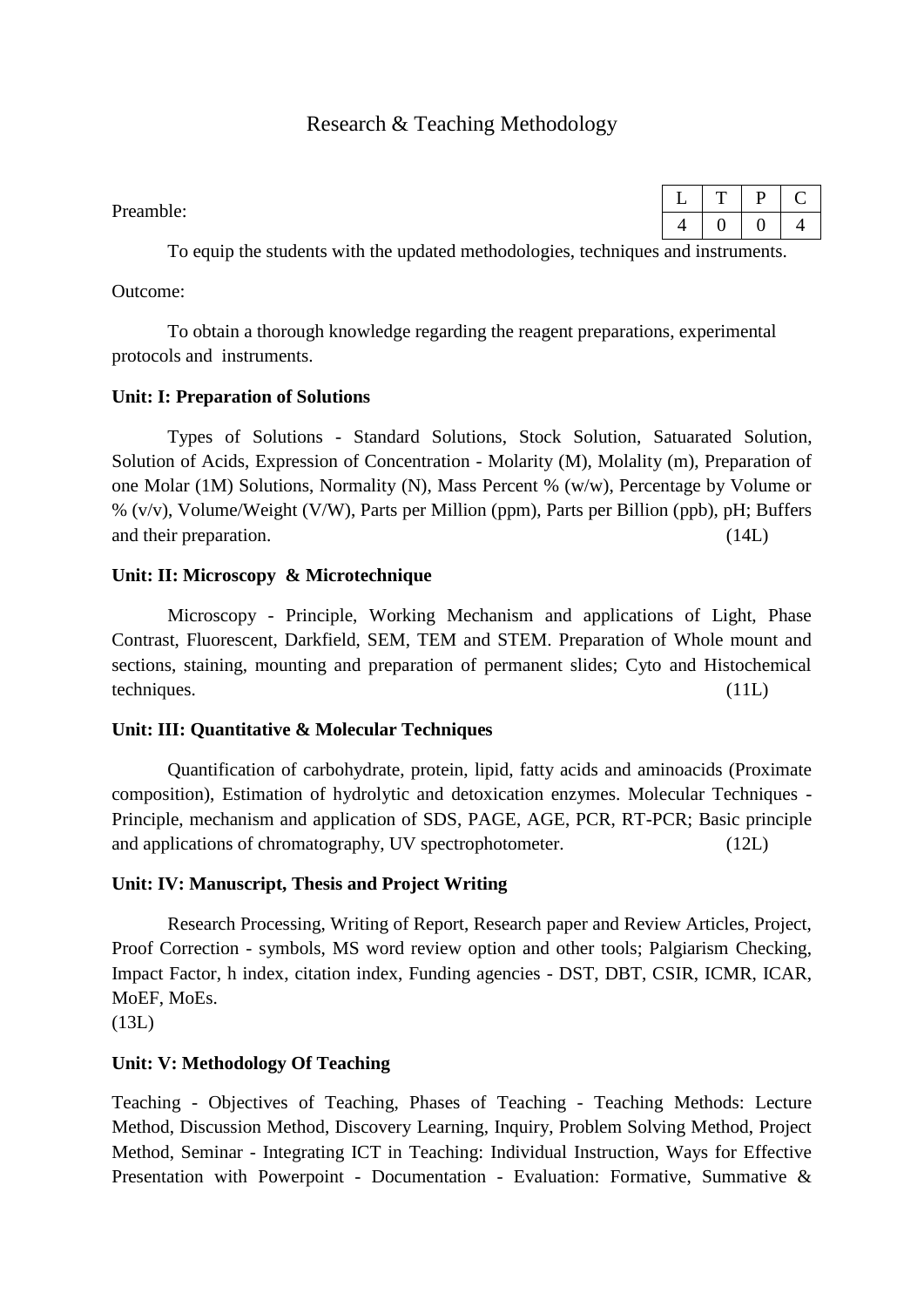# Research & Teaching Methodology

Preamble:

| L | T | P | C |
|---|---|---|---|
| 4 | 0 | 0 | 4 |

To equip the students with the updated methodologies, techniques and instruments.

Outcome:

To obtain a thorough knowledge regarding the reagent preparations, experimental protocols and instruments.

**Unit: I: Preparation of Solutions**

Types of Solutions - Standard Solutions, Stock Solution, Satuarated Solution, Solution of Acids, Expression of Concentration - Molarity (M), Molality (m), Preparation of one Molar (1M) Solutions, Normality (N), Mass Percent % (w/w), Percentage by Volume or % (v/v), Volume/Weight (V/W), Parts per Million (ppm), Parts per Billion (ppb), pH; Buffers and their preparation. (14L)

**Unit: II: Microscopy & Microtechnique**

Microscopy - Principle, Working Mechanism and applications of Light, Phase Contrast, Fluorescent, Darkfield, SEM, TEM and STEM. Preparation of Whole mount and sections, staining, mounting and preparation of permanent slides; Cyto and Histochemical techniques. (11L)

**Unit: III: Quantitative & Molecular Techniques**

Quantification of carbohydrate, protein, lipid, fatty acids and aminoacids (Proximate composition), Estimation of hydrolytic and detoxication enzymes. Molecular Techniques - Principle, mechanism and application of SDS, PAGE, AGE, PCR, RT-PCR; Basic principle and applications of chromatography, UV spectrophotometer. (12L)

**Unit: IV: Manuscript, Thesis and Project Writing**

Research Processing, Writing of Report, Research paper and Review Articles, Project, Proof Correction - symbols, MS word review option and other tools; Palgiarism Checking, Impact Factor, h index, citation index, Funding agencies - DST, DBT, CSIR, ICMR, ICAR, MoEF, MoEs.
(13L)

**Unit: V: Methodology Of Teaching**

Teaching - Objectives of Teaching, Phases of Teaching - Teaching Methods: Lecture Method, Discussion Method, Discovery Learning, Inquiry, Problem Solving Method, Project Method, Seminar - Integrating ICT in Teaching: Individual Instruction, Ways for Effective Presentation with Powerpoint - Documentation - Evaluation: Formative, Summative &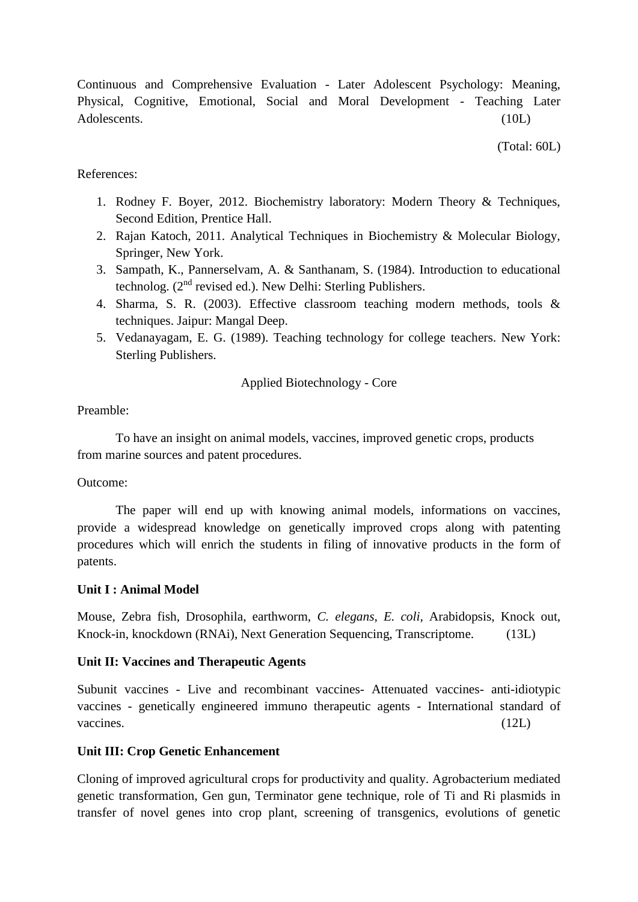Continuous and Comprehensive Evaluation - Later Adolescent Psychology: Meaning, Physical, Cognitive, Emotional, Social and Moral Development - Teaching Later Adolescents. (10L)

(Total: 60L)

References:

1. Rodney F. Boyer, 2012. Biochemistry laboratory: Modern Theory & Techniques, Second Edition, Prentice Hall.
2. Rajan Katoch, 2011. Analytical Techniques in Biochemistry & Molecular Biology, Springer, New York.
3. Sampath, K., Pannerselvam, A. & Santhanam, S. (1984). Introduction to educational technolog. (2nd revised ed.). New Delhi: Sterling Publishers.
4. Sharma, S. R. (2003). Effective classroom teaching modern methods, tools & techniques. Jaipur: Mangal Deep.
5. Vedanayagam, E. G. (1989). Teaching technology for college teachers. New York: Sterling Publishers.

Applied Biotechnology - Core

Preamble:

To have an insight on animal models, vaccines, improved genetic crops, products from marine sources and patent procedures.

Outcome:

The paper will end up with knowing animal models, informations on vaccines, provide a widespread knowledge on genetically improved crops along with patenting procedures which will enrich the students in filing of innovative products in the form of patents.

**Unit I : Animal Model**

Mouse, Zebra fish, Drosophila, earthworm, *C. elegans*, *E. coli*, Arabidopsis, Knock out, Knock-in, knockdown (RNAi), Next Generation Sequencing, Transcriptome. (13L)

**Unit II: Vaccines and Therapeutic Agents**

Subunit vaccines - Live and recombinant vaccines- Attenuated vaccines- anti-idiotypic vaccines - genetically engineered immuno therapeutic agents - International standard of vaccines. (12L)

**Unit III: Crop Genetic Enhancement**

Cloning of improved agricultural crops for productivity and quality. Agrobacterium mediated genetic transformation, Gen gun, Terminator gene technique, role of Ti and Ri plasmids in transfer of novel genes into crop plant, screening of transgenics, evolutions of genetic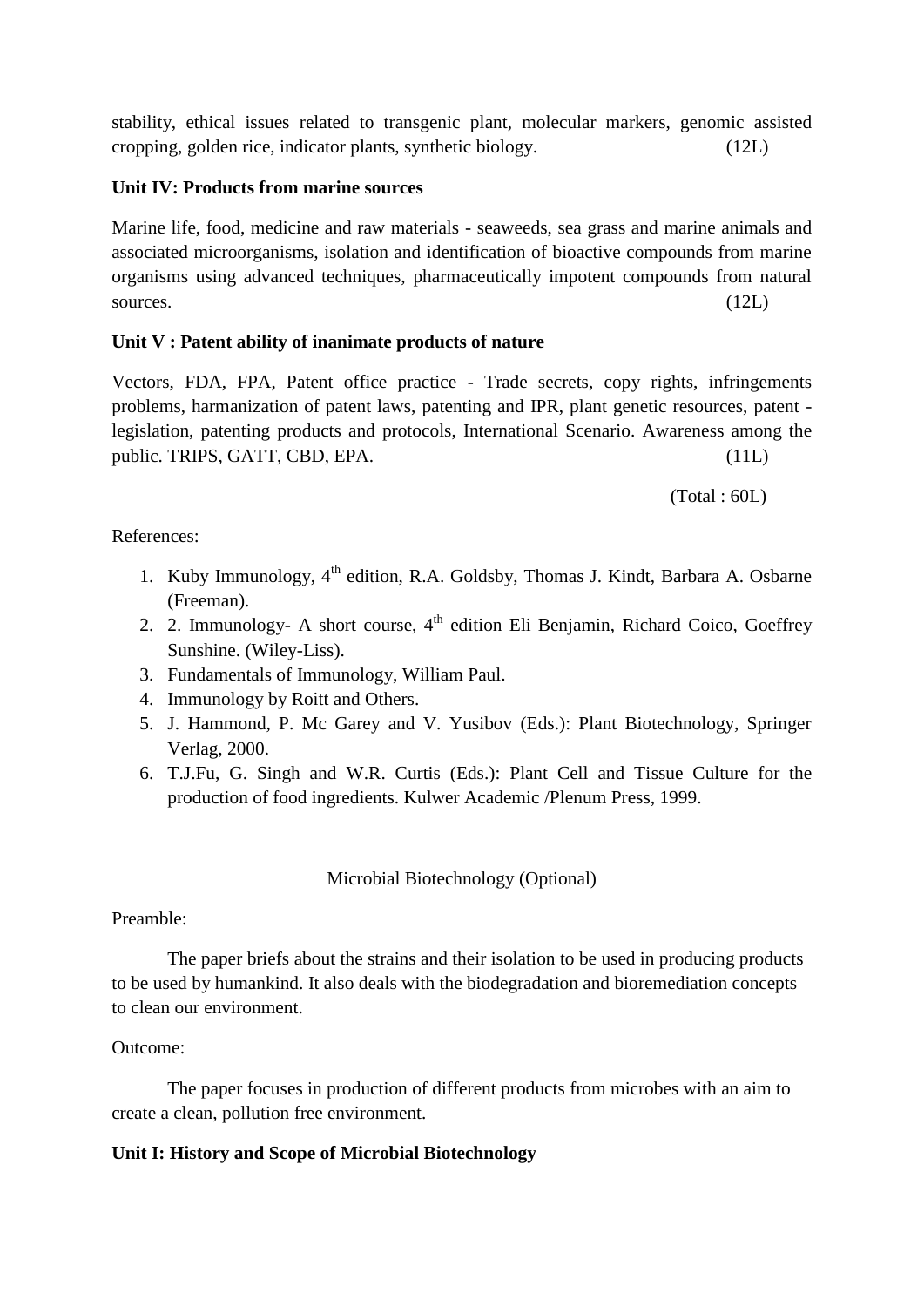stability, ethical issues related to transgenic plant, molecular markers, genomic assisted cropping, golden rice, indicator plants, synthetic biology. (12L)

**Unit IV: Products from marine sources**

Marine life, food, medicine and raw materials - seaweeds, sea grass and marine animals and associated microorganisms, isolation and identification of bioactive compounds from marine organisms using advanced techniques, pharmaceutically impotent compounds from natural sources. (12L)

**Unit V : Patent ability of inanimate products of nature**

Vectors, FDA, FPA, Patent office practice - Trade secrets, copy rights, infringements problems, harmanization of patent laws, patenting and IPR, plant genetic resources, patent - legislation, patenting products and protocols, International Scenario. Awareness among the public. TRIPS, GATT, CBD, EPA. (11L)

(Total : 60L)

References:

1. Kuby Immunology, 4th edition, R.A. Goldsby, Thomas J. Kindt, Barbara A. Osbarne (Freeman).
2. 2. Immunology- A short course, 4th edition Eli Benjamin, Richard Coico, Goeffrey Sunshine. (Wiley-Liss).
3. Fundamentals of Immunology, William Paul.
4. Immunology by Roitt and Others.
5. J. Hammond, P. Mc Garey and V. Yusibov (Eds.): Plant Biotechnology, Springer Verlag, 2000.
6. T.J.Fu, G. Singh and W.R. Curtis (Eds.): Plant Cell and Tissue Culture for the production of food ingredients. Kulwer Academic /Plenum Press, 1999.

Microbial Biotechnology (Optional)

Preamble:

The paper briefs about the strains and their isolation to be used in producing products to be used by humankind. It also deals with the biodegradation and bioremediation concepts to clean our environment.

Outcome:

The paper focuses in production of different products from microbes with an aim to create a clean, pollution free environment.

**Unit I: History and Scope of Microbial Biotechnology**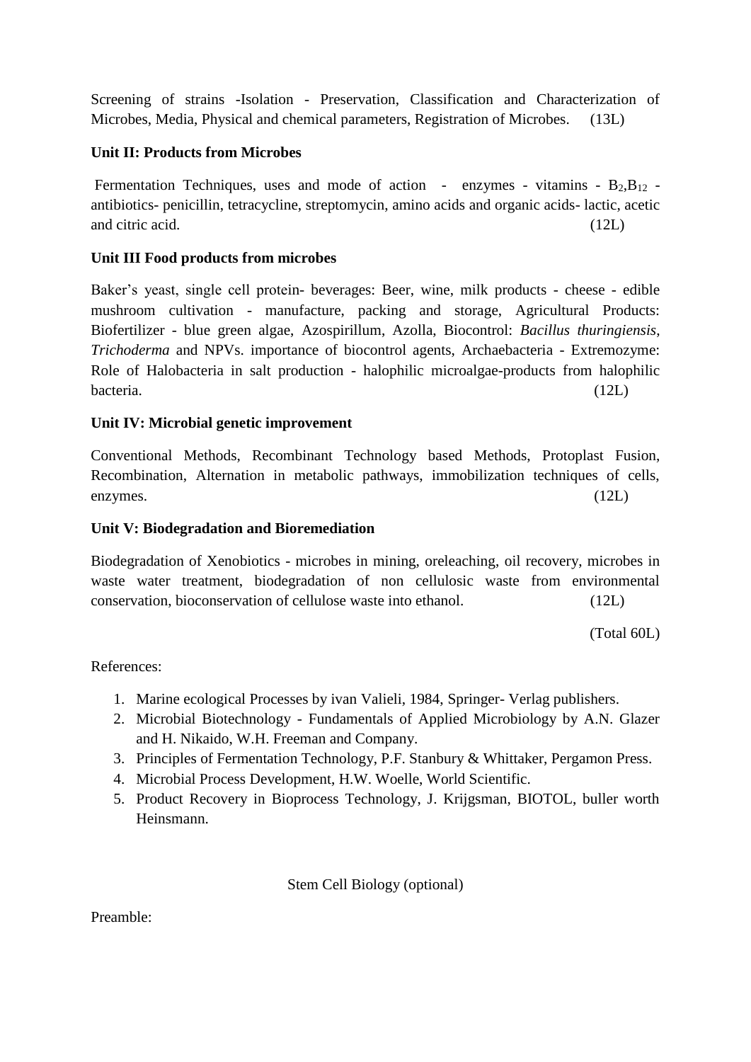Screening of strains -Isolation - Preservation, Classification and Characterization of Microbes, Media, Physical and chemical parameters, Registration of Microbes. (13L)

**Unit II: Products from Microbes**

Fermentation Techniques, uses and mode of action - enzymes - vitamins - $B_2$,$B_{12}$ - antibiotics- penicillin, tetracycline, streptomycin, amino acids and organic acids- lactic, acetic and citric acid. (12L)

**Unit III Food products from microbes**

Baker's yeast, single cell protein- beverages: Beer, wine, milk products - cheese - edible mushroom cultivation - manufacture, packing and storage, Agricultural Products: Biofertilizer - blue green algae, Azospirillum, Azolla, Biocontrol: *Bacillus thuringiensis*, *Trichoderma* and NPVs. importance of biocontrol agents, Archaebacteria - Extremozyme: Role of Halobacteria in salt production - halophilic microalgae-products from halophilic bacteria. (12L)

**Unit IV: Microbial genetic improvement**

Conventional Methods, Recombinant Technology based Methods, Protoplast Fusion, Recombination, Alternation in metabolic pathways, immobilization techniques of cells, enzymes. (12L)

**Unit V: Biodegradation and Bioremediation**

Biodegradation of Xenobiotics - microbes in mining, oreleaching, oil recovery, microbes in waste water treatment, biodegradation of non cellulosic waste from environmental conservation, bioconservation of cellulose waste into ethanol. (12L)

(Total 60L)

References:

1. Marine ecological Processes by ivan Valieli, 1984, Springer- Verlag publishers.
2. Microbial Biotechnology - Fundamentals of Applied Microbiology by A.N. Glazer and H. Nikaido, W.H. Freeman and Company.
3. Principles of Fermentation Technology, P.F. Stanbury & Whittaker, Pergamon Press.
4. Microbial Process Development, H.W. Woelle, World Scientific.
5. Product Recovery in Bioprocess Technology, J. Krijgsman, BIOTOL, buller worth Heinsmann.

Stem Cell Biology (optional)

Preamble: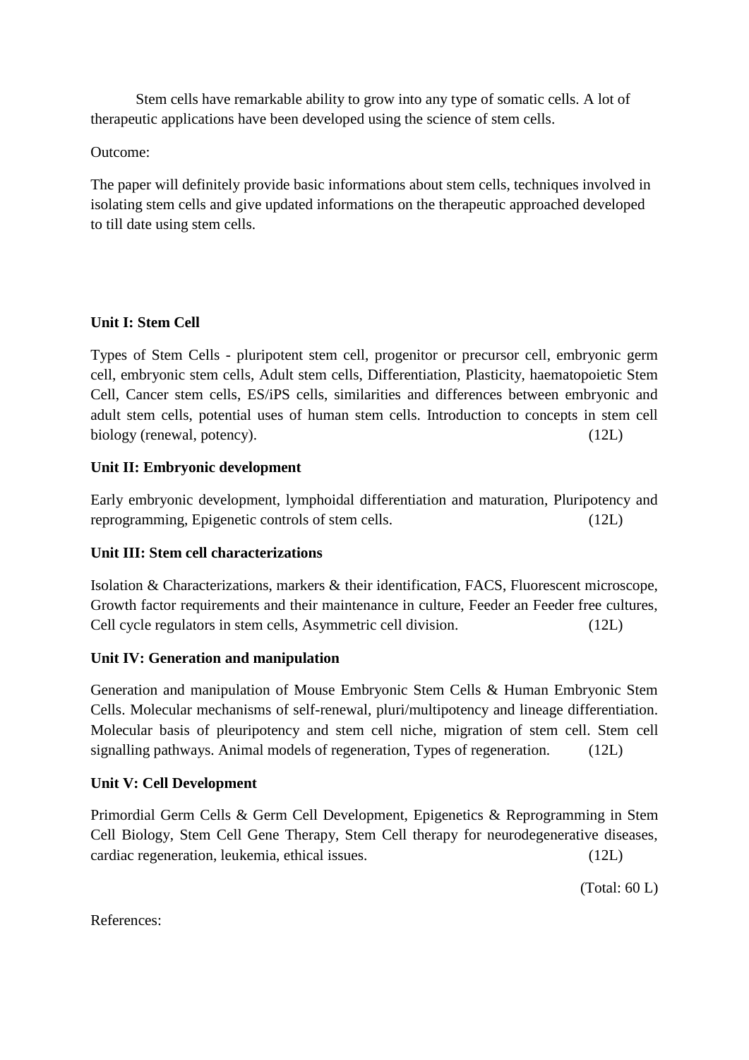Stem cells have remarkable ability to grow into any type of somatic cells. A lot of therapeutic applications have been developed using the science of stem cells.

Outcome:

The paper will definitely provide basic informations about stem cells, techniques involved in isolating stem cells and give updated informations on the therapeutic approached developed to till date using stem cells.

**Unit I: Stem Cell**

Types of Stem Cells - pluripotent stem cell, progenitor or precursor cell, embryonic germ cell, embryonic stem cells, Adult stem cells, Differentiation, Plasticity, haematopoietic Stem Cell, Cancer stem cells, ES/iPS cells, similarities and differences between embryonic and adult stem cells, potential uses of human stem cells. Introduction to concepts in stem cell biology (renewal, potency). (12L)

**Unit II: Embryonic development**

Early embryonic development, lymphoidal differentiation and maturation, Pluripotency and reprogramming, Epigenetic controls of stem cells. (12L)

**Unit III: Stem cell characterizations**

Isolation & Characterizations, markers & their identification, FACS, Fluorescent microscope, Growth factor requirements and their maintenance in culture, Feeder an Feeder free cultures, Cell cycle regulators in stem cells, Asymmetric cell division. (12L)

**Unit IV: Generation and manipulation**

Generation and manipulation of Mouse Embryonic Stem Cells & Human Embryonic Stem Cells. Molecular mechanisms of self-renewal, pluri/multipotency and lineage differentiation. Molecular basis of pleuripotency and stem cell niche, migration of stem cell. Stem cell signalling pathways. Animal models of regeneration, Types of regeneration. (12L)

**Unit V: Cell Development**

Primordial Germ Cells & Germ Cell Development, Epigenetics & Reprogramming in Stem Cell Biology, Stem Cell Gene Therapy, Stem Cell therapy for neurodegenerative diseases, cardiac regeneration, leukemia, ethical issues. (12L)

(Total: 60 L)

References: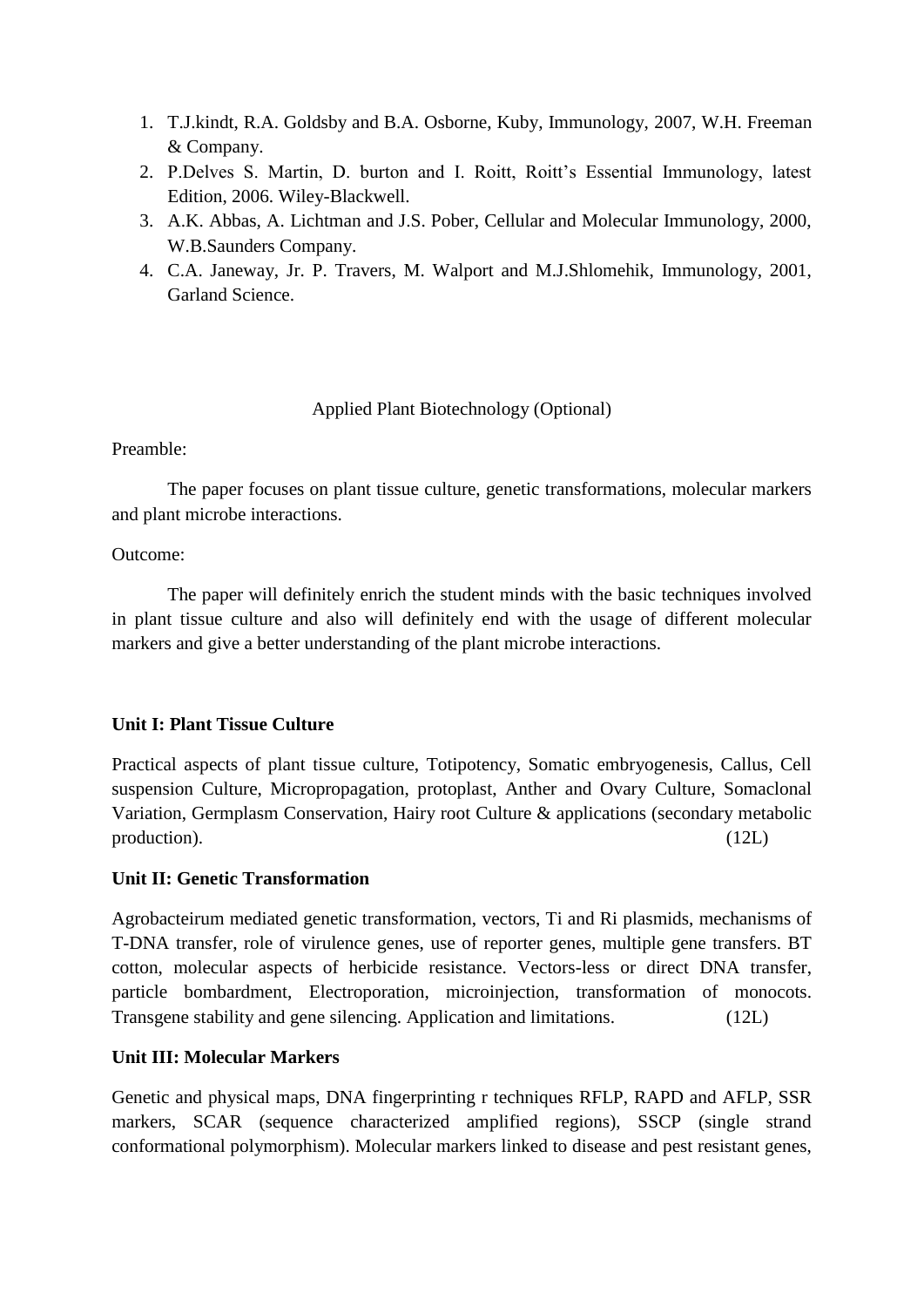1. T.J.kindt, R.A. Goldsby and B.A. Osborne, Kuby, Immunology, 2007, W.H. Freeman & Company.
2. P.Delves S. Martin, D. burton and I. Roitt, Roitt's Essential Immunology, latest Edition, 2006. Wiley-Blackwell.
3. A.K. Abbas, A. Lichtman and J.S. Pober, Cellular and Molecular Immunology, 2000, W.B.Saunders Company.
4. C.A. Janeway, Jr. P. Travers, M. Walport and M.J.Shlomehik, Immunology, 2001, Garland Science.

## Applied Plant Biotechnology (Optional)

Preamble:

The paper focuses on plant tissue culture, genetic transformations, molecular markers and plant microbe interactions.

Outcome:

The paper will definitely enrich the student minds with the basic techniques involved in plant tissue culture and also will definitely end with the usage of different molecular markers and give a better understanding of the plant microbe interactions.

**Unit I: Plant Tissue Culture**

Practical aspects of plant tissue culture, Totipotency, Somatic embryogenesis, Callus, Cell suspension Culture, Micropropagation, protoplast, Anther and Ovary Culture, Somaclonal Variation, Germplasm Conservation, Hairy root Culture & applications (secondary metabolic production). (12L)

**Unit II: Genetic Transformation**

Agrobacteirum mediated genetic transformation, vectors, Ti and Ri plasmids, mechanisms of T-DNA transfer, role of virulence genes, use of reporter genes, multiple gene transfers. BT cotton, molecular aspects of herbicide resistance. Vectors-less or direct DNA transfer, particle bombardment, Electroporation, microinjection, transformation of monocots. Transgene stability and gene silencing. Application and limitations. (12L)

**Unit III: Molecular Markers**

Genetic and physical maps, DNA fingerprinting r techniques RFLP, RAPD and AFLP, SSR markers, SCAR (sequence characterized amplified regions), SSCP (single strand conformational polymorphism). Molecular markers linked to disease and pest resistant genes,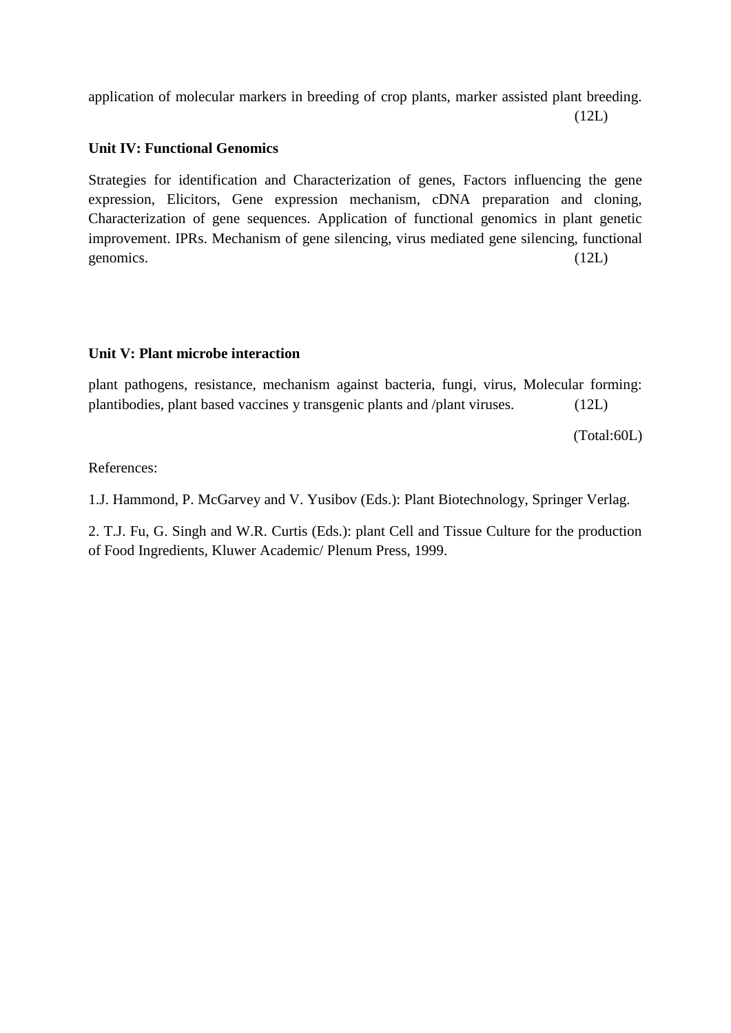application of molecular markers in breeding of crop plants, marker assisted plant breeding. (12L)

**Unit IV: Functional Genomics**

Strategies for identification and Characterization of genes, Factors influencing the gene expression, Elicitors, Gene expression mechanism, cDNA preparation and cloning, Characterization of gene sequences. Application of functional genomics in plant genetic improvement. IPRs. Mechanism of gene silencing, virus mediated gene silencing, functional genomics. (12L)

**Unit V: Plant microbe interaction**

plant pathogens, resistance, mechanism against bacteria, fungi, virus, Molecular forming: plantibodies, plant based vaccines y transgenic plants and /plant viruses. (12L)

(Total:60L)

References:

1.J. Hammond, P. McGarvey and V. Yusibov (Eds.): Plant Biotechnology, Springer Verlag.

2. T.J. Fu, G. Singh and W.R. Curtis (Eds.): plant Cell and Tissue Culture for the production of Food Ingredients, Kluwer Academic/ Plenum Press, 1999.